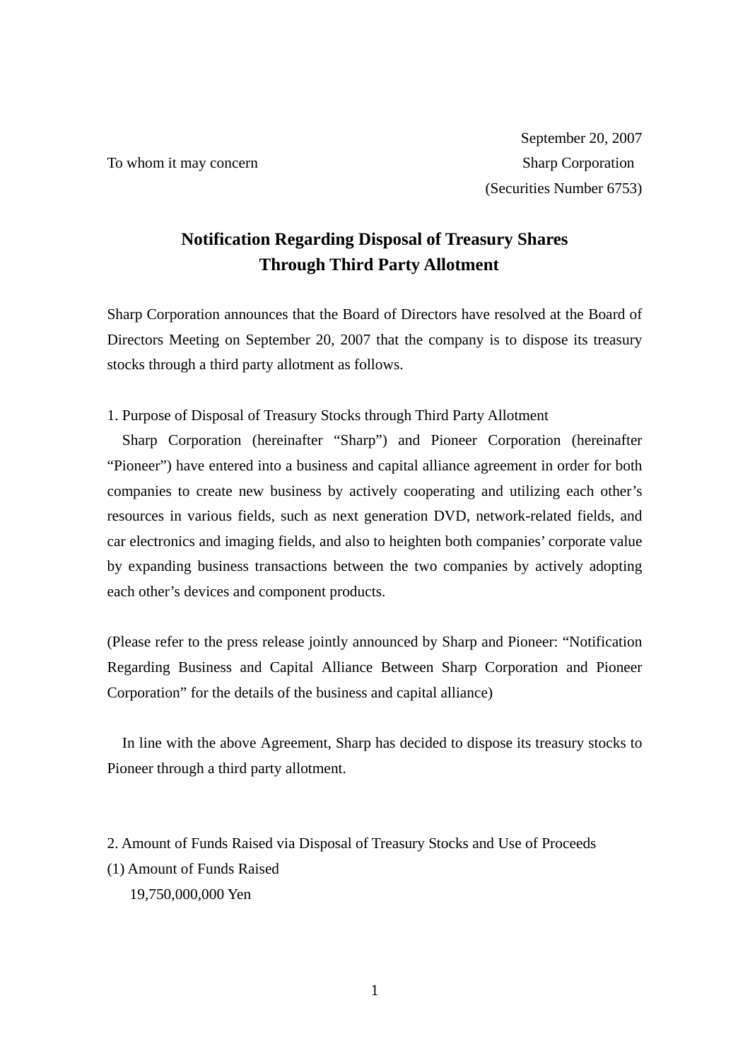September 20, 2007

To whom it may concern

Sharp Corporation

(Securities Number 6753)

# Notification Regarding Disposal of Treasury Shares Through Third Party Allotment

Sharp Corporation announces that the Board of Directors have resolved at the Board of Directors Meeting on September 20, 2007 that the company is to dispose its treasury stocks through a third party allotment as follows.

1. Purpose of Disposal of Treasury Stocks through Third Party Allotment

Sharp Corporation (hereinafter “Sharp”) and Pioneer Corporation (hereinafter “Pioneer”) have entered into a business and capital alliance agreement in order for both companies to create new business by actively cooperating and utilizing each other’s resources in various fields, such as next generation DVD, network-related fields, and car electronics and imaging fields, and also to heighten both companies’ corporate value by expanding business transactions between the two companies by actively adopting each other’s devices and component products.

(Please refer to the press release jointly announced by Sharp and Pioneer: “Notification Regarding Business and Capital Alliance Between Sharp Corporation and Pioneer Corporation” for the details of the business and capital alliance)

In line with the above Agreement, Sharp has decided to dispose its treasury stocks to Pioneer through a third party allotment.

2. Amount of Funds Raised via Disposal of Treasury Stocks and Use of Proceeds

(1) Amount of Funds Raised

19,750,000,000 Yen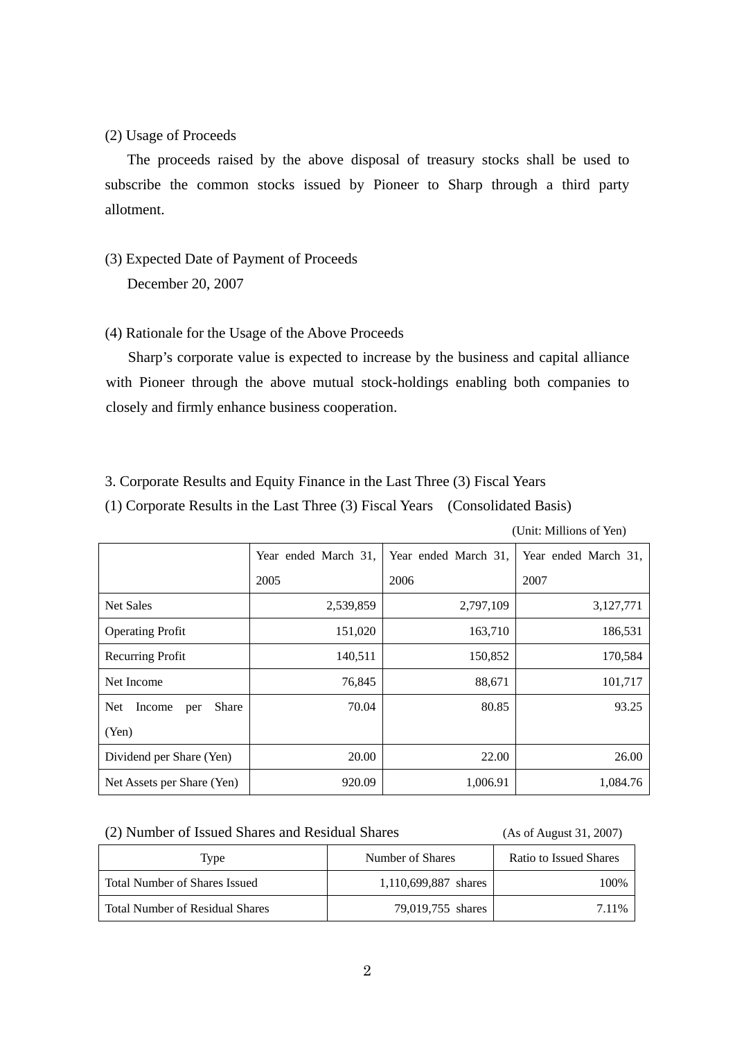(2) Usage of Proceeds

The proceeds raised by the above disposal of treasury stocks shall be used to subscribe the common stocks issued by Pioneer to Sharp through a third party allotment.

(3) Expected Date of Payment of Proceeds

December 20, 2007

(4) Rationale for the Usage of the Above Proceeds

Sharp's corporate value is expected to increase by the business and capital alliance with Pioneer through the above mutual stock-holdings enabling both companies to closely and firmly enhance business cooperation.

3. Corporate Results and Equity Finance in the Last Three (3) Fiscal Years

(1) Corporate Results in the Last Three (3) Fiscal Years (Consolidated Basis)

(Unit: Millions of Yen)

| | Year ended March 31, 2005 | Year ended March 31, 2006 | Year ended March 31, 2007 |
|---|---|---|---|
| Net Sales | 2,539,859 | 2,797,109 | 3,127,771 |
| Operating Profit | 151,020 | 163,710 | 186,531 |
| Recurring Profit | 140,511 | 150,852 | 170,584 |
| Net Income | 76,845 | 88,671 | 101,717 |
| Net Income per Share (Yen) | 70.04 | 80.85 | 93.25 |
| Dividend per Share (Yen) | 20.00 | 22.00 | 26.00 |
| Net Assets per Share (Yen) | 920.09 | 1,006.91 | 1,084.76 |

(2) Number of Issued Shares and Residual Shares (As of August 31, 2007)

| Type | Number of Shares | Ratio to Issued Shares |
|---|---|---|
| Total Number of Shares Issued | 1,110,699,887 shares | 100% |
| Total Number of Residual Shares | 79,019,755 shares | 7.11% |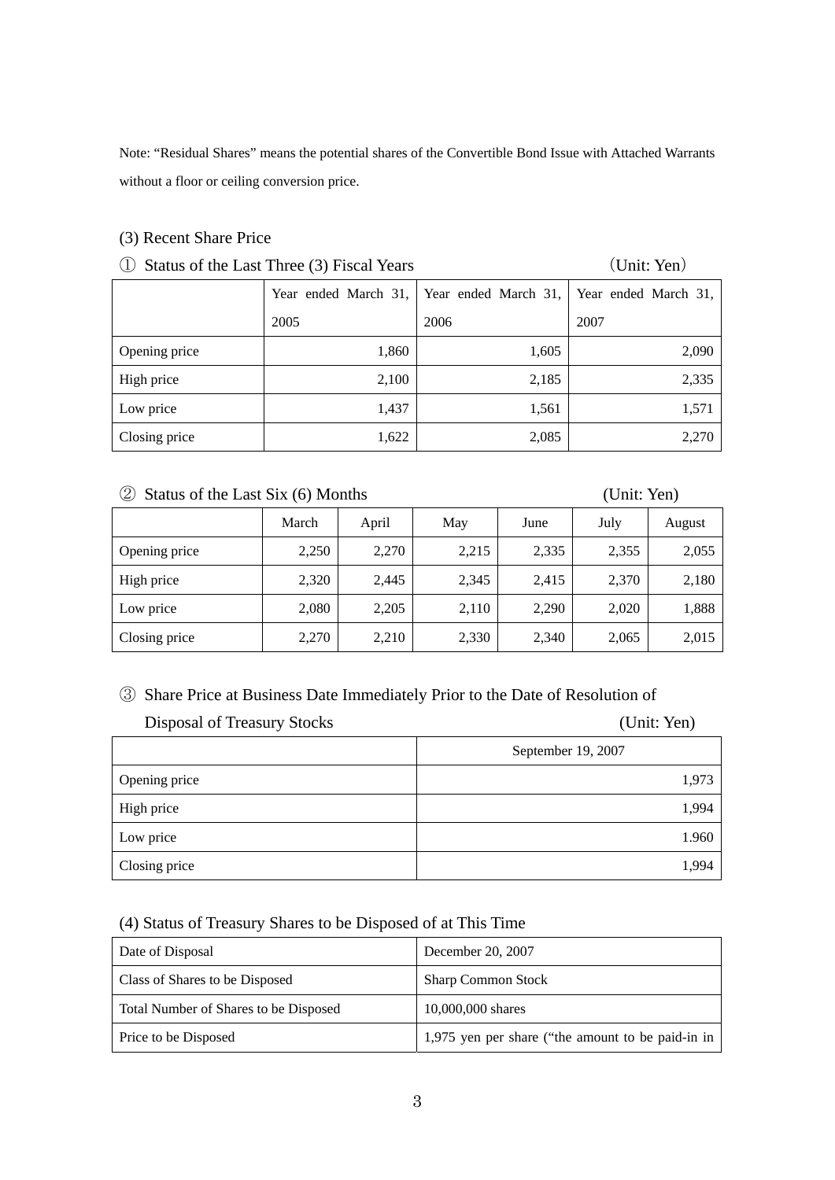Note: "Residual Shares" means the potential shares of the Convertible Bond Issue with Attached Warrants without a floor or ceiling conversion price.

### (3) Recent Share Price

① Status of the Last Three (3) Fiscal Years (Unit: Yen)

| | Year ended March 31, 2005 | Year ended March 31, 2006 | Year ended March 31, 2007 |
|---|---|---|---|
| Opening price | 1,860 | 1,605 | 2,090 |
| High price | 2,100 | 2,185 | 2,335 |
| Low price | 1,437 | 1,561 | 1,571 |
| Closing price | 1,622 | 2,085 | 2,270 |

② Status of the Last Six (6) Months (Unit: Yen)

| | March | April | May | June | July | August |
|---|---|---|---|---|---|---|
| Opening price | 2,250 | 2,270 | 2,215 | 2,335 | 2,355 | 2,055 |
| High price | 2,320 | 2,445 | 2,345 | 2,415 | 2,370 | 2,180 |
| Low price | 2,080 | 2,205 | 2,110 | 2,290 | 2,020 | 1,888 |
| Closing price | 2,270 | 2,210 | 2,330 | 2,340 | 2,065 | 2,015 |

③ Share Price at Business Date Immediately Prior to the Date of Resolution of Disposal of Treasury Stocks (Unit: Yen)

| | September 19, 2007 |
|---|---|
| Opening price | 1,973 |
| High price | 1,994 |
| Low price | 1.960 |
| Closing price | 1,994 |

### (4) Status of Treasury Shares to be Disposed of at This Time

| Date of Disposal | December 20, 2007 |
|---|---|
| Class of Shares to be Disposed | Sharp Common Stock |
| Total Number of Shares to be Disposed | 10,000,000 shares |
| Price to be Disposed | 1,975 yen per share ("the amount to be paid-in in |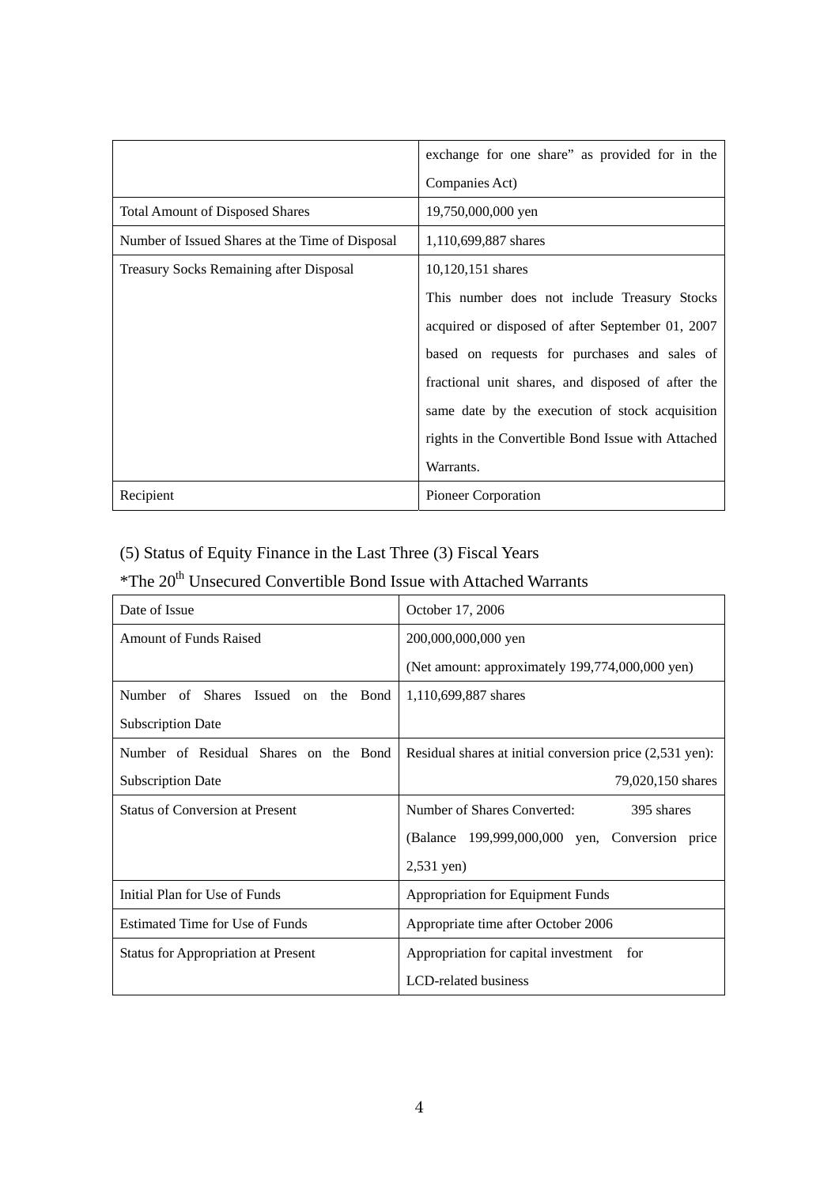|  |  |
|---|---|
|  | exchange for one share" as provided for in the Companies Act) |
| Total Amount of Disposed Shares | 19,750,000,000 yen |
| Number of Issued Shares at the Time of Disposal | 1,110,699,887 shares |
| Treasury Socks Remaining after Disposal | 10,120,151 shares<br>This number does not include Treasury Stocks acquired or disposed of after September 01, 2007 based on requests for purchases and sales of fractional unit shares, and disposed of after the same date by the execution of stock acquisition rights in the Convertible Bond Issue with Attached Warrants. |
| Recipient | Pioneer Corporation |

(5) Status of Equity Finance in the Last Three (3) Fiscal Years

*The 20th Unsecured Convertible Bond Issue with Attached Warrants

| Date of Issue | October 17, 2006 |
|---|---|
| Amount of Funds Raised | 200,000,000,000 yen<br>(Net amount: approximately 199,774,000,000 yen) |
| Number of Shares Issued on the Bond Subscription Date | 1,110,699,887 shares |
| Number of Residual Shares on the Bond Subscription Date | Residual shares at initial conversion price (2,531 yen): 79,020,150 shares |
| Status of Conversion at Present | Number of Shares Converted: 395 shares<br>(Balance 199,999,000,000 yen, Conversion price 2,531 yen) |
| Initial Plan for Use of Funds | Appropriation for Equipment Funds |
| Estimated Time for Use of Funds | Appropriate time after October 2006 |
| Status for Appropriation at Present | Appropriation for capital investment for LCD-related business |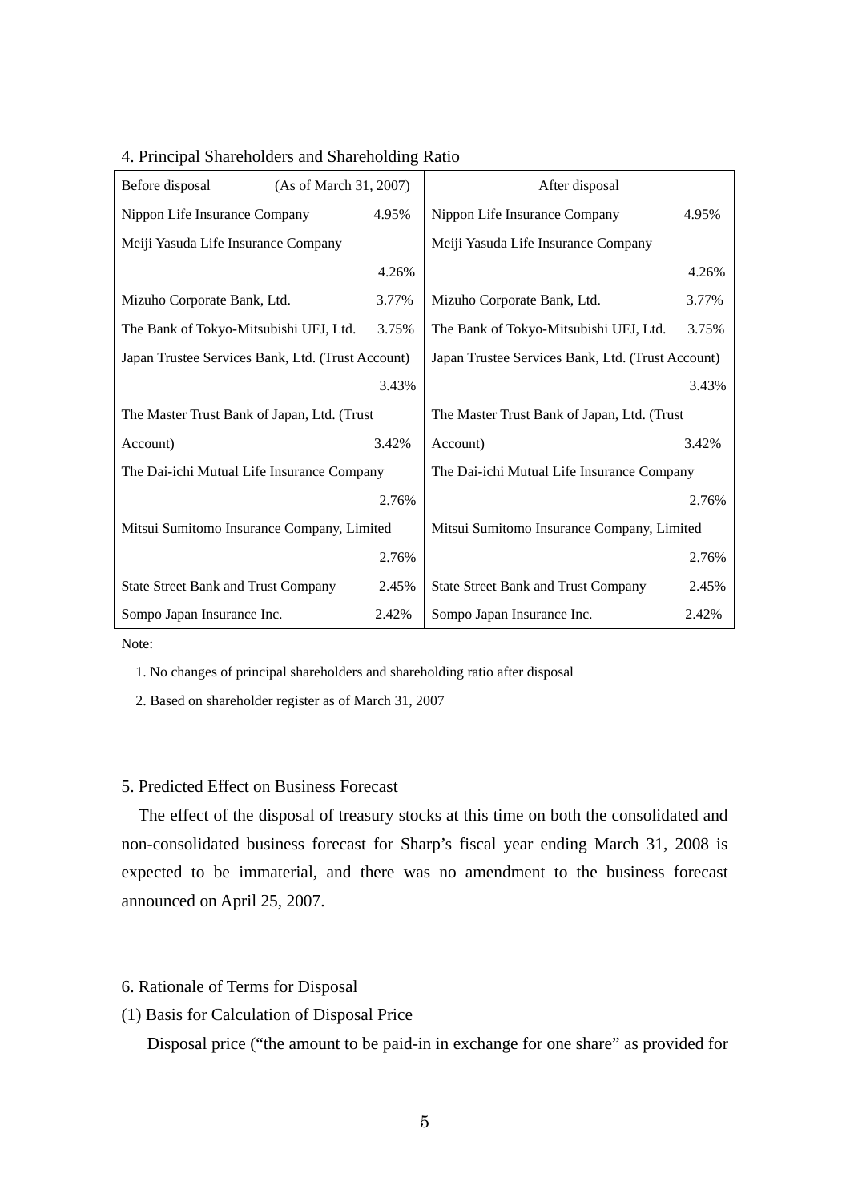4. Principal Shareholders and Shareholding Ratio

| Before disposal (As of March 31, 2007) | | After disposal | |
|---|---|---|---|
| Nippon Life Insurance Company | 4.95% | Nippon Life Insurance Company | 4.95% |
| Meiji Yasuda Life Insurance Company | 4.26% | Meiji Yasuda Life Insurance Company | 4.26% |
| Mizuho Corporate Bank, Ltd. | 3.77% | Mizuho Corporate Bank, Ltd. | 3.77% |
| The Bank of Tokyo-Mitsubishi UFJ, Ltd. | 3.75% | The Bank of Tokyo-Mitsubishi UFJ, Ltd. | 3.75% |
| Japan Trustee Services Bank, Ltd. (Trust Account) | 3.43% | Japan Trustee Services Bank, Ltd. (Trust Account) | 3.43% |
| The Master Trust Bank of Japan, Ltd. (Trust Account) | 3.42% | The Master Trust Bank of Japan, Ltd. (Trust Account) | 3.42% |
| The Dai-ichi Mutual Life Insurance Company | 2.76% | The Dai-ichi Mutual Life Insurance Company | 2.76% |
| Mitsui Sumitomo Insurance Company, Limited | 2.76% | Mitsui Sumitomo Insurance Company, Limited | 2.76% |
| State Street Bank and Trust Company | 2.45% | State Street Bank and Trust Company | 2.45% |
| Sompo Japan Insurance Inc. | 2.42% | Sompo Japan Insurance Inc. | 2.42% |

Note:

1. No changes of principal shareholders and shareholding ratio after disposal
2. Based on shareholder register as of March 31, 2007

5. Predicted Effect on Business Forecast

The effect of the disposal of treasury stocks at this time on both the consolidated and non-consolidated business forecast for Sharp's fiscal year ending March 31, 2008 is expected to be immaterial, and there was no amendment to the business forecast announced on April 25, 2007.

6. Rationale of Terms for Disposal

(1) Basis for Calculation of Disposal Price

Disposal price ("the amount to be paid-in in exchange for one share" as provided for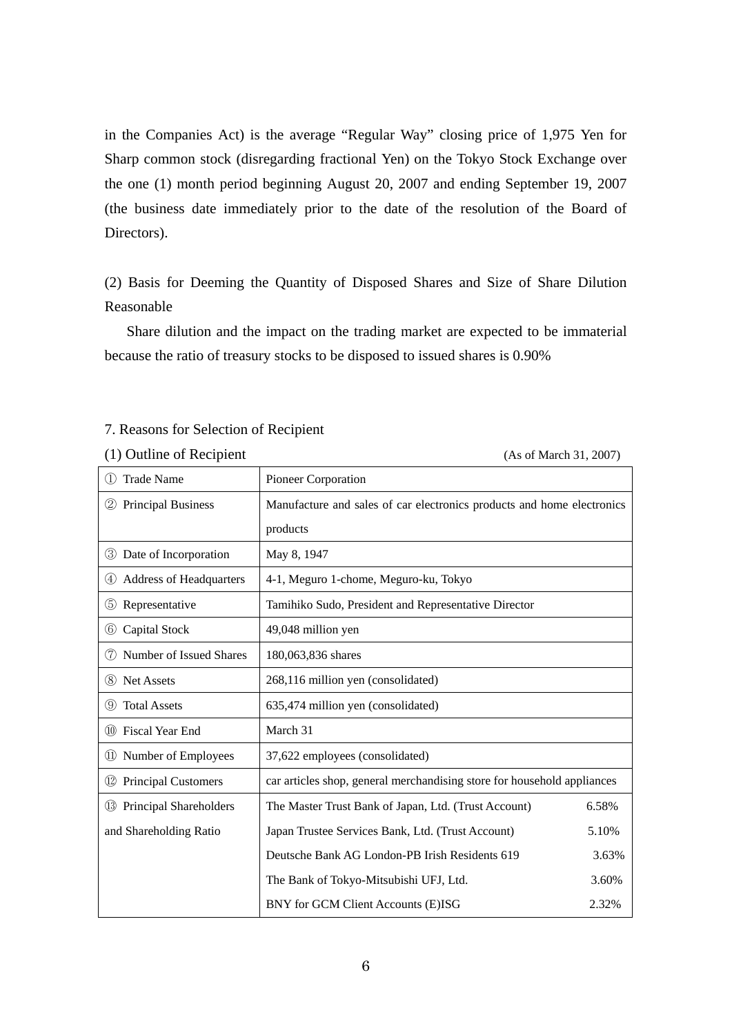in the Companies Act) is the average "Regular Way" closing price of 1,975 Yen for Sharp common stock (disregarding fractional Yen) on the Tokyo Stock Exchange over the one (1) month period beginning August 20, 2007 and ending September 19, 2007 (the business date immediately prior to the date of the resolution of the Board of Directors).

(2) Basis for Deeming the Quantity of Disposed Shares and Size of Share Dilution Reasonable

Share dilution and the impact on the trading market are expected to be immaterial because the ratio of treasury stocks to be disposed to issued shares is 0.90%

7. Reasons for Selection of Recipient

(1) Outline of Recipient (As of March 31, 2007)

| | | |
|---|---|---|
| ① Trade Name | Pioneer Corporation | |
| ② Principal Business | Manufacture and sales of car electronics products and home electronics products | |
| ③ Date of Incorporation | May 8, 1947 | |
| ④ Address of Headquarters | 4-1, Meguro 1-chome, Meguro-ku, Tokyo | |
| ⑤ Representative | Tamihiko Sudo, President and Representative Director | |
| ⑥ Capital Stock | 49,048 million yen | |
| ⑦ Number of Issued Shares | 180,063,836 shares | |
| ⑧ Net Assets | 268,116 million yen (consolidated) | |
| ⑨ Total Assets | 635,474 million yen (consolidated) | |
| ⑩ Fiscal Year End | March 31 | |
| ⑪ Number of Employees | 37,622 employees (consolidated) | |
| ⑫ Principal Customers | car articles shop, general merchandising store for household appliances | |
| ⑬ Principal Shareholders and Shareholding Ratio | The Master Trust Bank of Japan, Ltd. (Trust Account) | 6.58% |
| | Japan Trustee Services Bank, Ltd. (Trust Account) | 5.10% |
| | Deutsche Bank AG London-PB Irish Residents 619 | 3.63% |
| | The Bank of Tokyo-Mitsubishi UFJ, Ltd. | 3.60% |
| | BNY for GCM Client Accounts (E)ISG | 2.32% |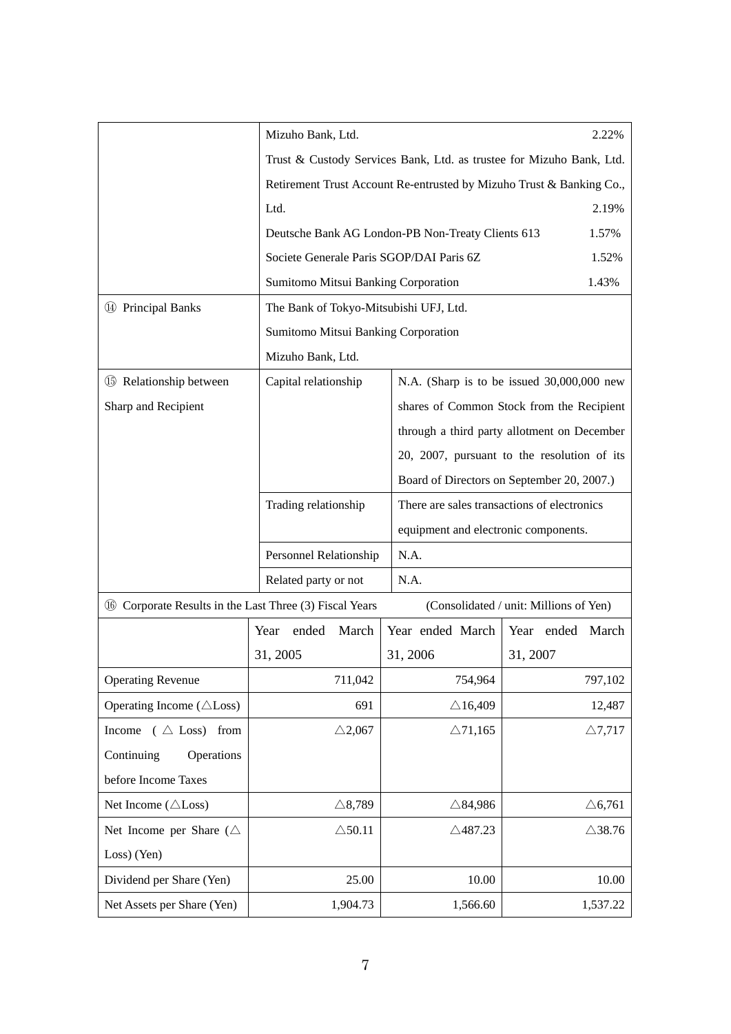| | | |
|---|---|---|
| | Mizuho Bank, Ltd. 2.22% | |
| | Trust & Custody Services Bank, Ltd. as trustee for Mizuho Bank, Ltd. Retirement Trust Account Re-entrusted by Mizuho Trust & Banking Co., Ltd. 2.19% | |
| | Deutsche Bank AG London-PB Non-Treaty Clients 613 1.57% | |
| | Societe Generale Paris SGOP/DAI Paris 6Z 1.52% | |
| | Sumitomo Mitsui Banking Corporation 1.43% | |
| ⑭ Principal Banks | The Bank of Tokyo-Mitsubishi UFJ, Ltd.<br>Sumitomo Mitsui Banking Corporation<br>Mizuho Bank, Ltd. | |
| ⑮ Relationship between Sharp and Recipient | Capital relationship | N.A. (Sharp is to be issued 30,000,000 new shares of Common Stock from the Recipient through a third party allotment on December 20, 2007, pursuant to the resolution of its Board of Directors on September 20, 2007.) |
| | Trading relationship | There are sales transactions of electronics equipment and electronic components. |
| | Personnel Relationship | N.A. |
| | Related party or not | N.A. |

⑯ Corporate Results in the Last Three (3) Fiscal Years (Consolidated / unit: Millions of Yen)

| | Year ended March 31, 2005 | Year ended March 31, 2006 | Year ended March 31, 2007 |
|---|---|---|---|
| Operating Revenue | 711,042 | 754,964 | 797,102 |
| Operating Income (△Loss) | 691 | △16,409 | 12,487 |
| Income (△ Loss) from Continuing Operations before Income Taxes | △2,067 | △71,165 | △7,717 |
| Net Income (△Loss) | △8,789 | △84,986 | △6,761 |
| Net Income per Share (△ Loss) (Yen) | △50.11 | △487.23 | △38.76 |
| Dividend per Share (Yen) | 25.00 | 10.00 | 10.00 |
| Net Assets per Share (Yen) | 1,904.73 | 1,566.60 | 1,537.22 |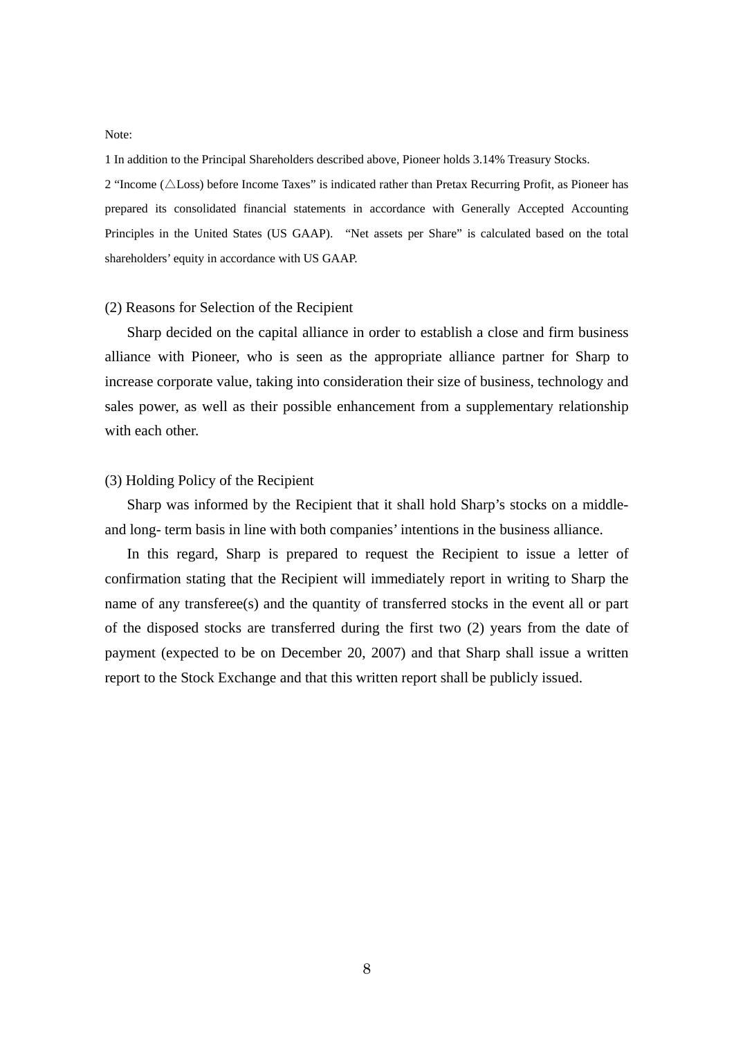Note:

1 In addition to the Principal Shareholders described above, Pioneer holds 3.14% Treasury Stocks.

2 "Income (△Loss) before Income Taxes" is indicated rather than Pretax Recurring Profit, as Pioneer has prepared its consolidated financial statements in accordance with Generally Accepted Accounting Principles in the United States (US GAAP). "Net assets per Share" is calculated based on the total shareholders' equity in accordance with US GAAP.

(2) Reasons for Selection of the Recipient

Sharp decided on the capital alliance in order to establish a close and firm business alliance with Pioneer, who is seen as the appropriate alliance partner for Sharp to increase corporate value, taking into consideration their size of business, technology and sales power, as well as their possible enhancement from a supplementary relationship with each other.

(3) Holding Policy of the Recipient

Sharp was informed by the Recipient that it shall hold Sharp's stocks on a middle- and long- term basis in line with both companies' intentions in the business alliance.

In this regard, Sharp is prepared to request the Recipient to issue a letter of confirmation stating that the Recipient will immediately report in writing to Sharp the name of any transferee(s) and the quantity of transferred stocks in the event all or part of the disposed stocks are transferred during the first two (2) years from the date of payment (expected to be on December 20, 2007) and that Sharp shall issue a written report to the Stock Exchange and that this written report shall be publicly issued.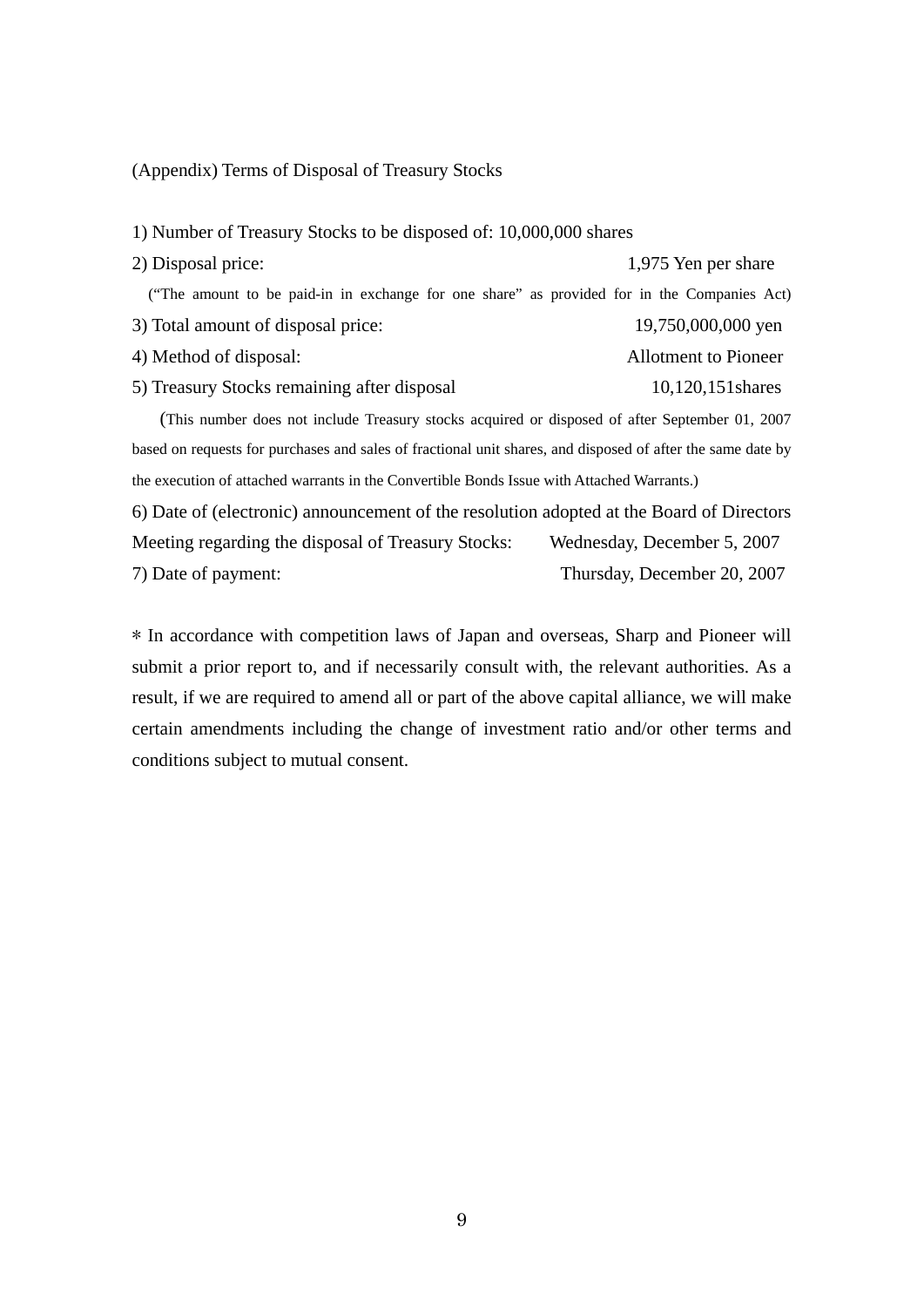(Appendix) Terms of Disposal of Treasury Stocks

1) Number of Treasury Stocks to be disposed of: 10,000,000 shares

2) Disposal price: 1,975 Yen per share

(“The amount to be paid-in in exchange for one share” as provided for in the Companies Act)

3) Total amount of disposal price: 19,750,000,000 yen

4) Method of disposal: Allotment to Pioneer

5) Treasury Stocks remaining after disposal 10,120,151shares

(This number does not include Treasury stocks acquired or disposed of after September 01, 2007 based on requests for purchases and sales of fractional unit shares, and disposed of after the same date by the execution of attached warrants in the Convertible Bonds Issue with Attached Warrants.)

6) Date of (electronic) announcement of the resolution adopted at the Board of Directors Meeting regarding the disposal of Treasury Stocks: Wednesday, December 5, 2007

7) Date of payment: Thursday, December 20, 2007

* In accordance with competition laws of Japan and overseas, Sharp and Pioneer will submit a prior report to, and if necessarily consult with, the relevant authorities. As a result, if we are required to amend all or part of the above capital alliance, we will make certain amendments including the change of investment ratio and/or other terms and conditions subject to mutual consent.